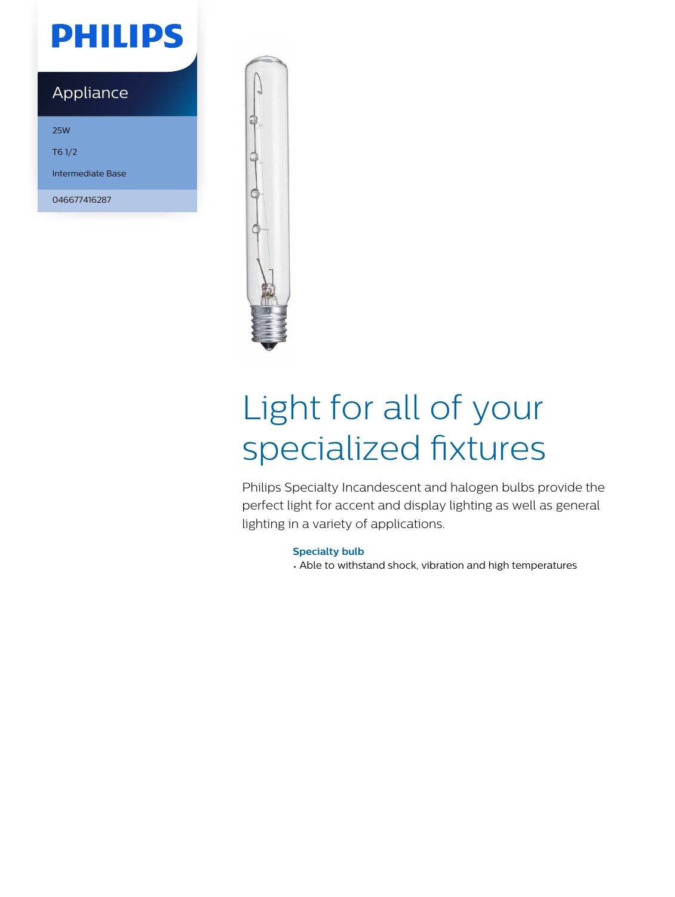PHILIPS

## Appliance

25W

T6 1/2

Intermediate Base

046677416287

# Light for all of your specialized fixtures

Philips Specialty Incandescent and halogen bulbs provide the perfect light for accent and display lighting as well as general lighting in a variety of applications.

**Specialty bulb**

- Able to withstand shock, vibration and high temperatures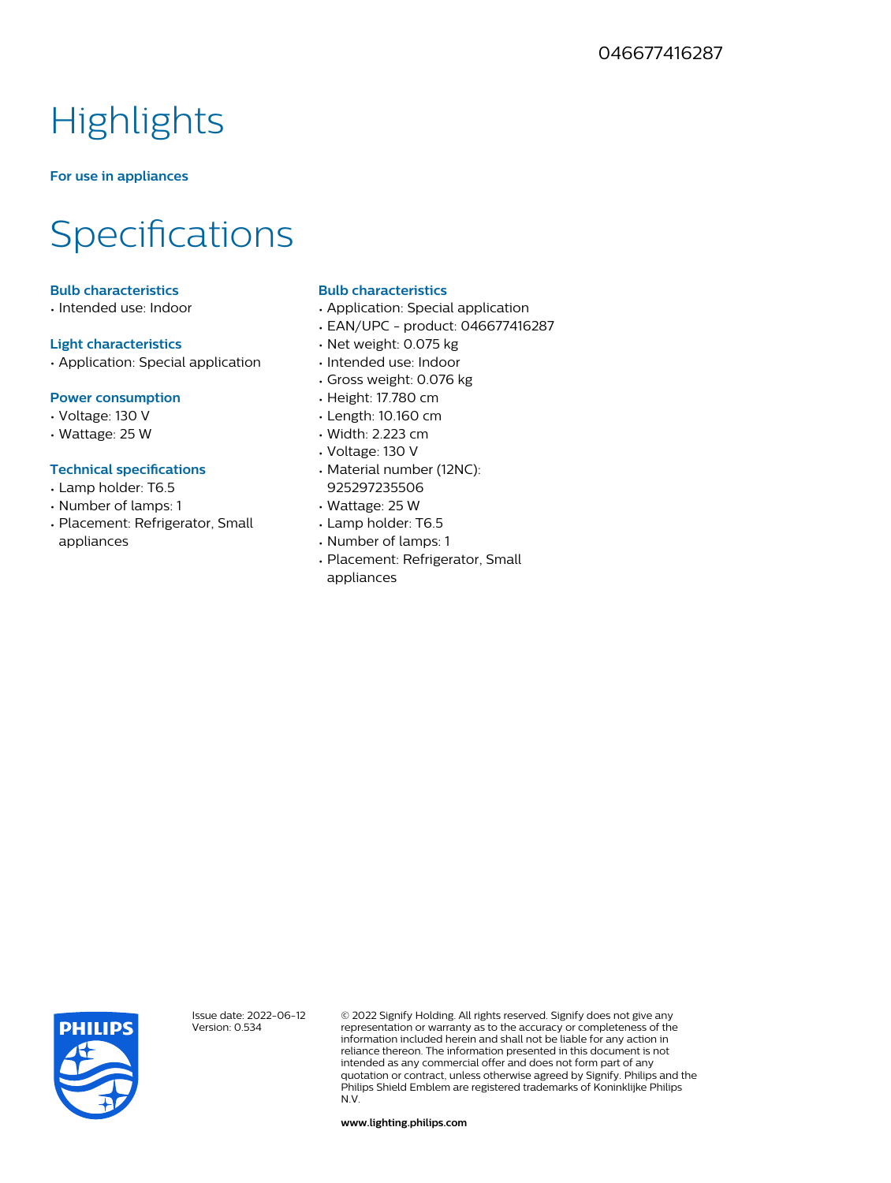046677416287

# Highlights

**For use in appliances**

# Specifications

### Bulb characteristics

- Intended use: Indoor

### Light characteristics

- Application: Special application

### Power consumption

- Voltage: 130 V
- Wattage: 25 W

### Technical specifications

- Lamp holder: T6.5
- Number of lamps: 1
- Placement: Refrigerator, Small appliances

### Bulb characteristics

- Application: Special application
- EAN/UPC - product: 046677416287
- Net weight: 0.075 kg
- Intended use: Indoor
- Gross weight: 0.076 kg
- Height: 17.780 cm
- Length: 10.160 cm
- Width: 2.223 cm
- Voltage: 130 V
- Material number (12NC): 925297235506
- Wattage: 25 W
- Lamp holder: T6.5
- Number of lamps: 1
- Placement: Refrigerator, Small appliances

Issue date: 2022-06-12
Version: 0.534

© 2022 Signify Holding. All rights reserved. Signify does not give any representation or warranty as to the accuracy or completeness of the information included herein and shall not be liable for any action in reliance thereon. The information presented in this document is not intended as any commercial offer and does not form part of any quotation or contract, unless otherwise agreed by Signify. Philips and the Philips Shield Emblem are registered trademarks of Koninklijke Philips N.V.

**www.lighting.philips.com**